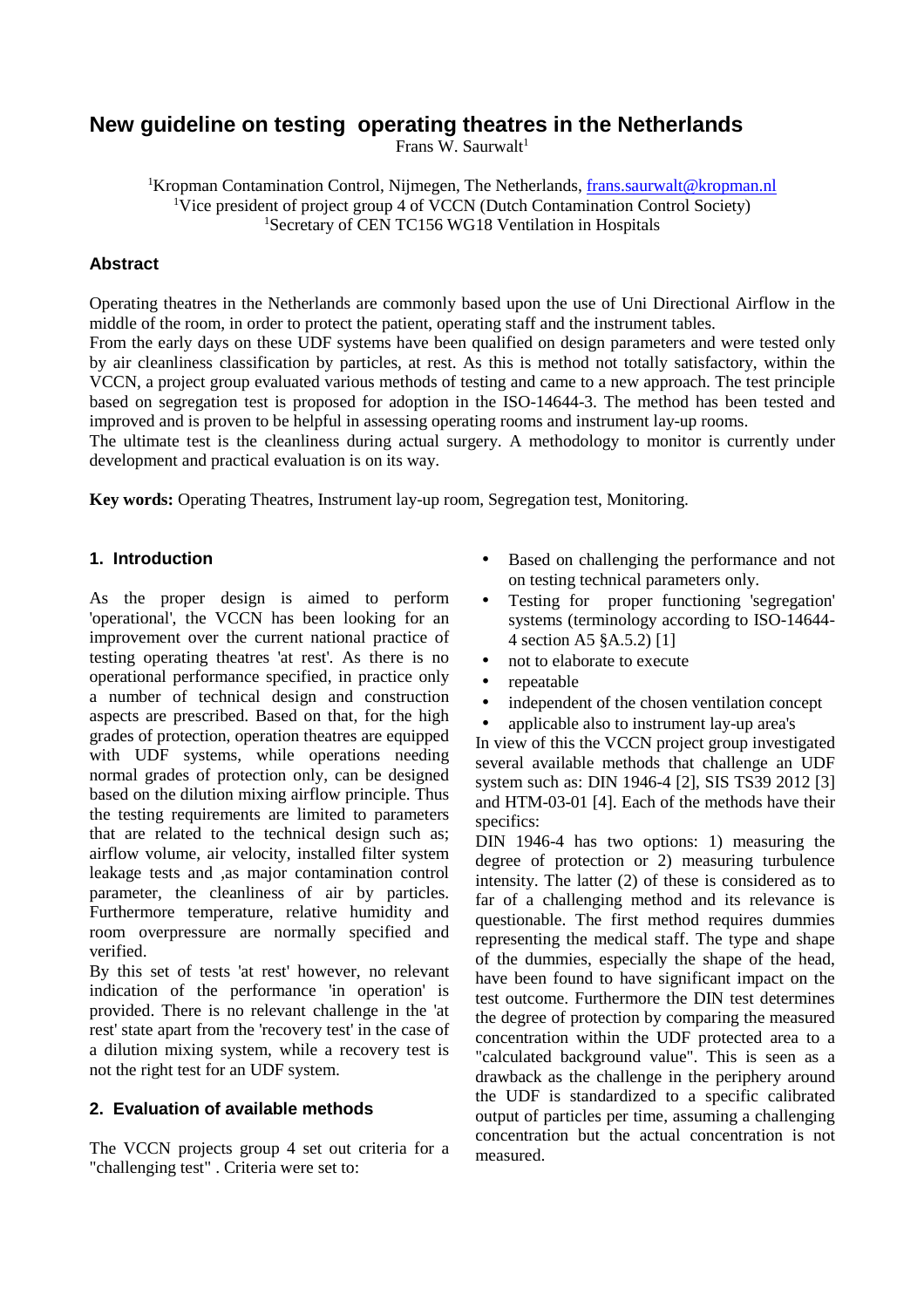# New guideline on testing  operating theatres in the Netherlands

Frans W. Saurwalt[1]

[1]Kropman Contamination Control, Nijmegen, The Netherlands, frans.saurwalt@kropman.nl
[1]Vice president of project group 4 of VCCN (Dutch Contamination Control Society)
[1]Secretary of CEN TC156 WG18 Ventilation in Hospitals

### Abstract

Operating theatres in the Netherlands are commonly based upon the use of Uni Directional Airflow in the middle of the room, in order to protect the patient, operating staff and the instrument tables.
From the early days on these UDF systems have been qualified on design parameters and were tested only by air cleanliness classification by particles, at rest. As this is method not totally satisfactory, within the VCCN, a project group evaluated various methods of testing and came to a new approach. The test principle based on segregation test is proposed for adoption in the ISO-14644-3. The method has been tested and improved and is proven to be helpful in assessing operating rooms and instrument lay-up rooms.
The ultimate test is the cleanliness during actual surgery. A methodology to monitor is currently under development and practical evaluation is on its way.

**Key words:** Operating Theatres, Instrument lay-up room, Segregation test, Monitoring.

### 1. Introduction

As the proper design is aimed to perform 'operational', the VCCN has been looking for an improvement over the current national practice of testing operating theatres 'at rest'. As there is no operational performance specified, in practice only a number of technical design and construction aspects are prescribed. Based on that, for the high grades of protection, operation theatres are equipped with UDF systems, while operations needing normal grades of protection only, can be designed based on the dilution mixing airflow principle. Thus the testing requirements are limited to parameters that are related to the technical design such as; airflow volume, air velocity, installed filter system leakage tests and ,as major contamination control parameter, the cleanliness of air by particles. Furthermore temperature, relative humidity and room overpressure are normally specified and verified.
By this set of tests 'at rest' however, no relevant indication of the performance 'in operation' is provided. There is no relevant challenge in the 'at rest' state apart from the 'recovery test' in the case of a dilution mixing system, while a recovery test is not the right test for an UDF system.

### 2. Evaluation of available methods

The VCCN projects group 4 set out criteria for a "challenging test" . Criteria were set to:

- Based on challenging the performance and not on testing technical parameters only.
- Testing for proper functioning 'segregation' systems (terminology according to ISO-14644-4 section A5 §A.5.2) [1]
- not to elaborate to execute
- repeatable
- independent of the chosen ventilation concept
- applicable also to instrument lay-up area's

In view of this the VCCN project group investigated several available methods that challenge an UDF system such as: DIN 1946-4 [2], SIS TS39 2012 [3] and HTM-03-01 [4]. Each of the methods have their specifics:
DIN 1946-4 has two options: 1) measuring the degree of protection or 2) measuring turbulence intensity. The latter (2) of these is considered as to far of a challenging method and its relevance is questionable. The first method requires dummies representing the medical staff. The type and shape of the dummies, especially the shape of the head, have been found to have significant impact on the test outcome. Furthermore the DIN test determines the degree of protection by comparing the measured concentration within the UDF protected area to a "calculated background value". This is seen as a drawback as the challenge in the periphery around the UDF is standardized to a specific calibrated output of particles per time, assuming a challenging concentration but the actual concentration is not measured.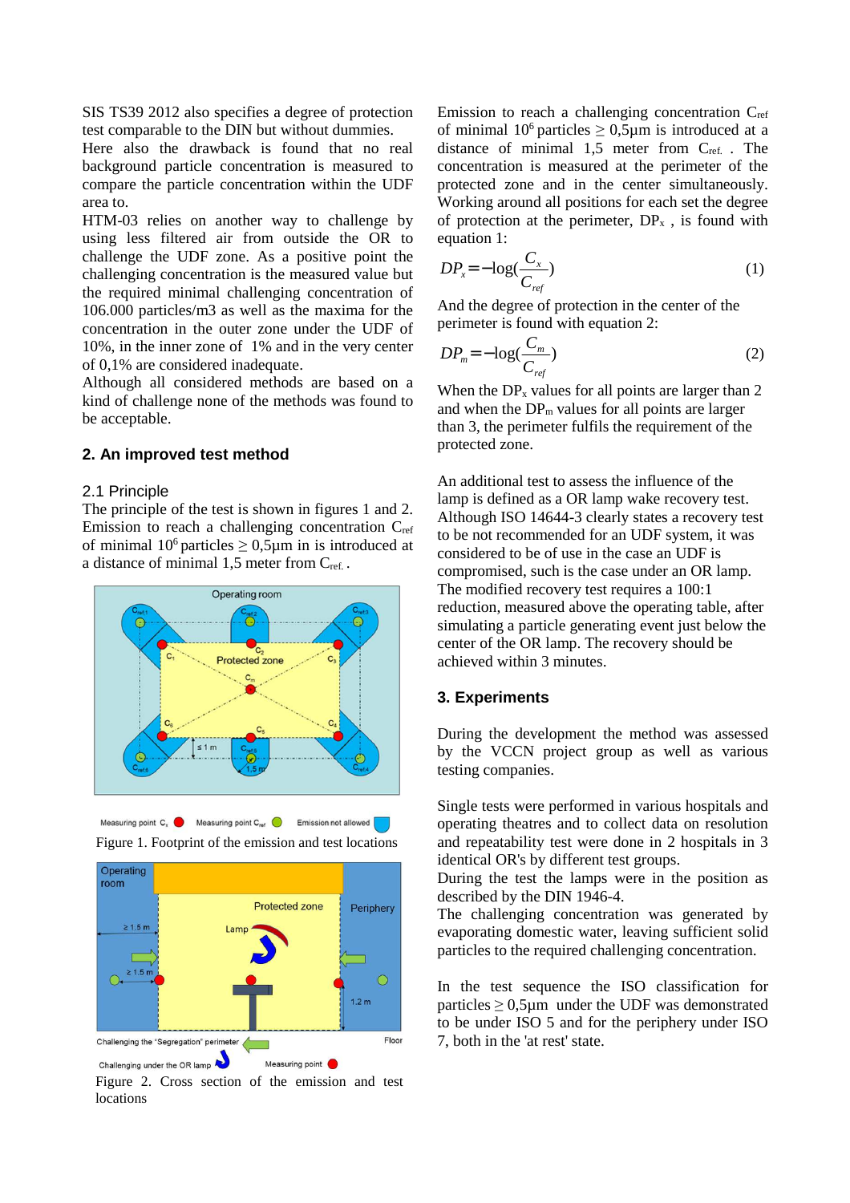SIS TS39 2012 also specifies a degree of protection test comparable to the DIN but without dummies. Here also the drawback is found that no real background particle concentration is measured to compare the particle concentration within the UDF area to.

HTM-03 relies on another way to challenge by using less filtered air from outside the OR to challenge the UDF zone. As a positive point the challenging concentration is the measured value but the required minimal challenging concentration of 106.000 particles/m3 as well as the maxima for the concentration in the outer zone under the UDF of 10%, in the inner zone of 1% and in the very center of 0,1% are considered inadequate.

Although all considered methods are based on a kind of challenge none of the methods was found to be acceptable.

## 2. An improved test method

### 2.1 Principle

The principle of the test is shown in figures 1 and 2. Emission to reach a challenging concentration $C_{ref}$ of minimal $10^6$ particles $\geq$ 0,5μm in is introduced at a distance of minimal 1,5 meter from $C_{ref.}$.

Operating room

Protected zone

$C_{ref1}$, $C_{ref2}$, $C_{ref3}$, $C_{ref4}$, $C_{ref5}$, $C_{ref6}$, $C_1$, $C_2$, $C_3$, $C_4$, $C_5$, $C_6$, $C_m$

≤ 1 m

1.5 m

Measuring point $C_x$ Measuring point $C_{ref}$ Emission not allowed

Figure 1. Footprint of the emission and test locations

Operating room

Protected zone

Periphery

Lamp

≥ 1.5 m

≥ 1.5 m

1.2 m

Challenging the "Segregation" perimeter

Floor

Challenging under the OR lamp

Measuring point

Figure 2. Cross section of the emission and test locations

Emission to reach a challenging concentration $C_{ref}$ of minimal $10^6$ particles $\geq$ 0,5μm is introduced at a distance of minimal 1,5 meter from $C_{ref.}$. The concentration is measured at the perimeter of the protected zone and in the center simultaneously. Working around all positions for each set the degree of protection at the perimeter, $DP_x$, is found with equation 1:

$$DP_x = -\log\left(\frac{C_x}{C_{ref}}\right) \quad (1)$$

And the degree of protection in the center of the perimeter is found with equation 2:

$$DP_m = -\log\left(\frac{C_m}{C_{ref}}\right) \quad (2)$$

When the $DP_x$ values for all points are larger than 2 and when the $DP_m$ values for all points are larger than 3, the perimeter fulfils the requirement of the protected zone.

An additional test to assess the influence of the lamp is defined as a OR lamp wake recovery test. Although ISO 14644-3 clearly states a recovery test to be not recommended for an UDF system, it was considered to be of use in the case an UDF is compromised, such is the case under an OR lamp. The modified recovery test requires a 100:1 reduction, measured above the operating table, after simulating a particle generating event just below the center of the OR lamp. The recovery should be achieved within 3 minutes.

## 3. Experiments

During the development the method was assessed by the VCCN project group as well as various testing companies.

Single tests were performed in various hospitals and operating theatres and to collect data on resolution and repeatability test were done in 2 hospitals in 3 identical OR's by different test groups.

During the test the lamps were in the position as described by the DIN 1946-4.

The challenging concentration was generated by evaporating domestic water, leaving sufficient solid particles to the required challenging concentration.

In the test sequence the ISO classification for particles $\geq$ 0,5μm under the UDF was demonstrated to be under ISO 5 and for the periphery under ISO 7, both in the 'at rest' state.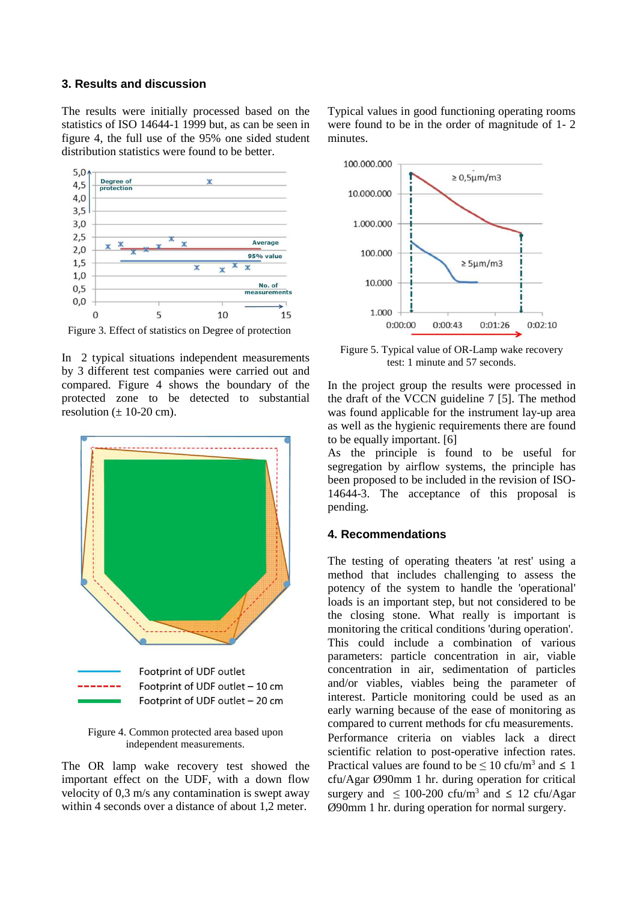## 3. Results and discussion

The results were initially processed based on the statistics of ISO 14644-1 1999 but, as can be seen in figure 4, the full use of the 95% one sided student distribution statistics were found to be better.

5,0
4,5
4,0
3,5
3,0
2,5
2,0
1,5
1,0
0,5
0,0
0
5
10
15
Degree of protection
Average
95% value
No. of measurements

Figure 3. Effect of statistics on Degree of protection

In 2 typical situations independent measurements by 3 different test companies were carried out and compared. Figure 4 shows the boundary of the protected zone to be detected to substantial resolution (± 10-20 cm).

Footprint of UDF outlet
Footprint of UDF outlet – 10 cm
Footprint of UDF outlet – 20 cm

Figure 4. Common protected area based upon independent measurements.

The OR lamp wake recovery test showed the important effect on the UDF, with a down flow velocity of 0,3 m/s any contamination is swept away within 4 seconds over a distance of about 1,2 meter.

Typical values in good functioning operating rooms were found to be in the order of magnitude of 1- 2 minutes.

100.000.000
10.000.000
1.000.000
100.000
10.000
1.000
0:00:00
0:00:43
0:01:26
0:02:10
≥ 0,5μm/m3
≥ 5μm/m3

Figure 5. Typical value of OR-Lamp wake recovery test: 1 minute and 57 seconds.

In the project group the results were processed in the draft of the VCCN guideline 7 [5]. The method was found applicable for the instrument lay-up area as well as the hygienic requirements there are found to be equally important. [6]

As the principle is found to be useful for segregation by airflow systems, the principle has been proposed to be included in the revision of ISO-14644-3. The acceptance of this proposal is pending.

## 4. Recommendations

The testing of operating theaters 'at rest' using a method that includes challenging to assess the potency of the system to handle the 'operational' loads is an important step, but not considered to be the closing stone. What really is important is monitoring the critical conditions 'during operation'. This could include a combination of various parameters: particle concentration in air, viable concentration in air, sedimentation of particles and/or viables, viables being the parameter of interest. Particle monitoring could be used as an early warning because of the ease of monitoring as compared to current methods for cfu measurements. Performance criteria on viables lack a direct scientific relation to post-operative infection rates. Practical values are found to be $\leq$ 10 cfu/m$^3$ and $\leq$ 1 cfu/Agar Ø90mm 1 hr. during operation for critical surgery and $\leq$ 100-200 cfu/m$^3$ and $\leq$ 12 cfu/Agar Ø90mm 1 hr. during operation for normal surgery.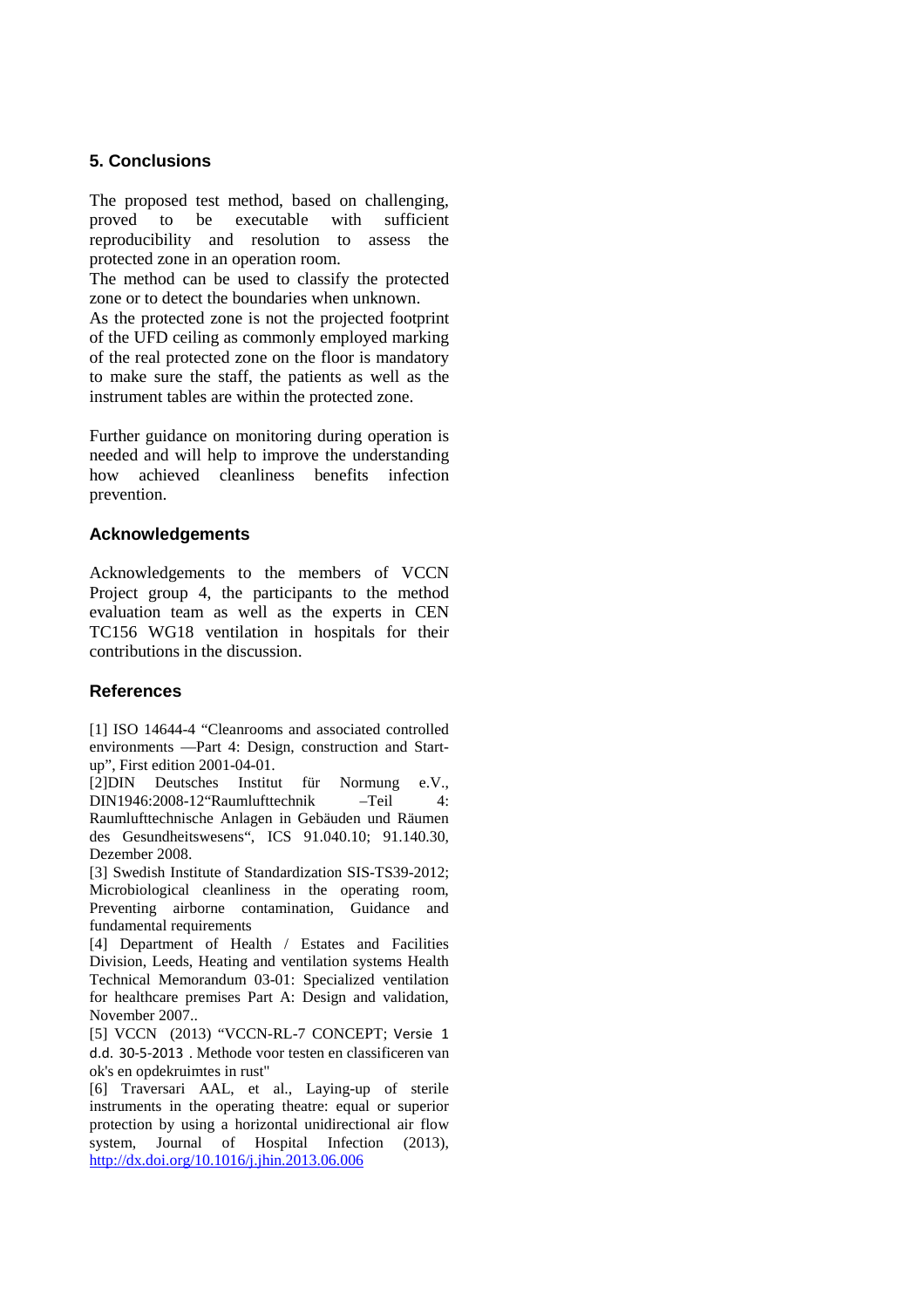## 5. Conclusions

The proposed test method, based on challenging, proved to be executable with sufficient reproducibility and resolution to assess the protected zone in an operation room.

The method can be used to classify the protected zone or to detect the boundaries when unknown.

As the protected zone is not the projected footprint of the UFD ceiling as commonly employed marking of the real protected zone on the floor is mandatory to make sure the staff, the patients as well as the instrument tables are within the protected zone.

Further guidance on monitoring during operation is needed and will help to improve the understanding how achieved cleanliness benefits infection prevention.

## Acknowledgements

Acknowledgements to the members of VCCN Project group 4, the participants to the method evaluation team as well as the experts in CEN TC156 WG18 ventilation in hospitals for their contributions in the discussion.

## References

[1] ISO 14644-4 "Cleanrooms and associated controlled environments —Part 4: Design, construction and Start-up", First edition 2001-04-01.

[2]DIN Deutsches Institut für Normung e.V., DIN1946:2008-12"Raumlufttechnik –Teil 4: Raumlufttechnische Anlagen in Gebäuden und Räumen des Gesundheitswesens", ICS 91.040.10; 91.140.30, Dezember 2008.

[3] Swedish Institute of Standardization SIS-TS39-2012; Microbiological cleanliness in the operating room, Preventing airborne contamination, Guidance and fundamental requirements

[4] Department of Health / Estates and Facilities Division, Leeds, Heating and ventilation systems Health Technical Memorandum 03-01: Specialized ventilation for healthcare premises Part A: Design and validation, November 2007..

[5] VCCN (2013) "VCCN-RL-7 CONCEPT; Versie 1 d.d. 30-5-2013 . Methode voor testen en classificeren van ok's en opdekruimtes in rust"

[6] Traversari AAL, et al., Laying-up of sterile instruments in the operating theatre: equal or superior protection by using a horizontal unidirectional air flow system, Journal of Hospital Infection (2013), http://dx.doi.org/10.1016/j.jhin.2013.06.006